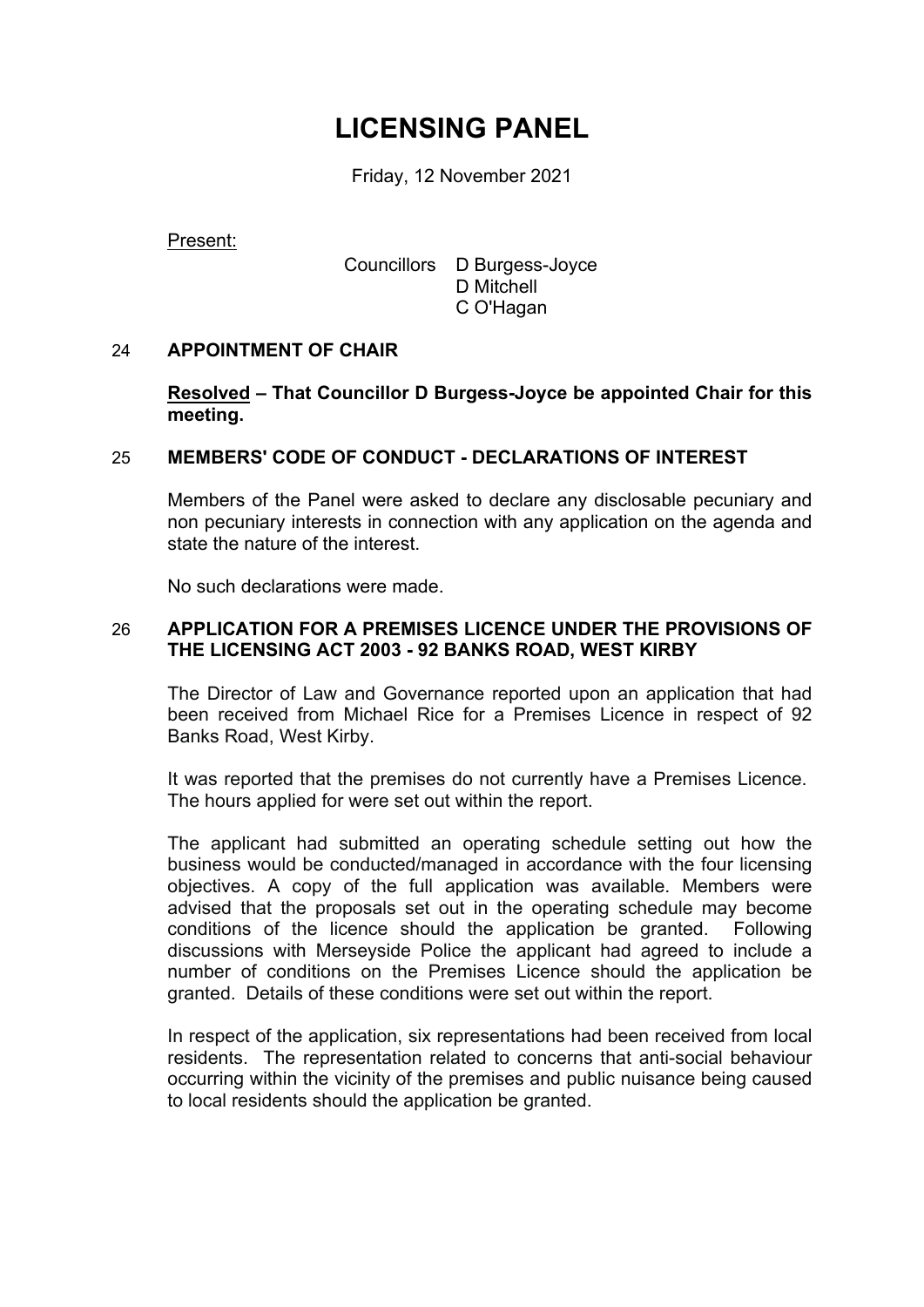# LICENSING PANEL

Friday, 12 November 2021

Present:

Councillors D Burgess-Joyce
D Mitchell
C O'Hagan

## 24 APPOINTMENT OF CHAIR

**Resolved – That Councillor D Burgess-Joyce be appointed Chair for this meeting.**

## 25 MEMBERS' CODE OF CONDUCT - DECLARATIONS OF INTEREST

Members of the Panel were asked to declare any disclosable pecuniary and non pecuniary interests in connection with any application on the agenda and state the nature of the interest.

No such declarations were made.

## 26 APPLICATION FOR A PREMISES LICENCE UNDER THE PROVISIONS OF THE LICENSING ACT 2003 - 92 BANKS ROAD, WEST KIRBY

The Director of Law and Governance reported upon an application that had been received from Michael Rice for a Premises Licence in respect of 92 Banks Road, West Kirby.

It was reported that the premises do not currently have a Premises Licence. The hours applied for were set out within the report.

The applicant had submitted an operating schedule setting out how the business would be conducted/managed in accordance with the four licensing objectives. A copy of the full application was available. Members were advised that the proposals set out in the operating schedule may become conditions of the licence should the application be granted. Following discussions with Merseyside Police the applicant had agreed to include a number of conditions on the Premises Licence should the application be granted. Details of these conditions were set out within the report.

In respect of the application, six representations had been received from local residents. The representation related to concerns that anti-social behaviour occurring within the vicinity of the premises and public nuisance being caused to local residents should the application be granted.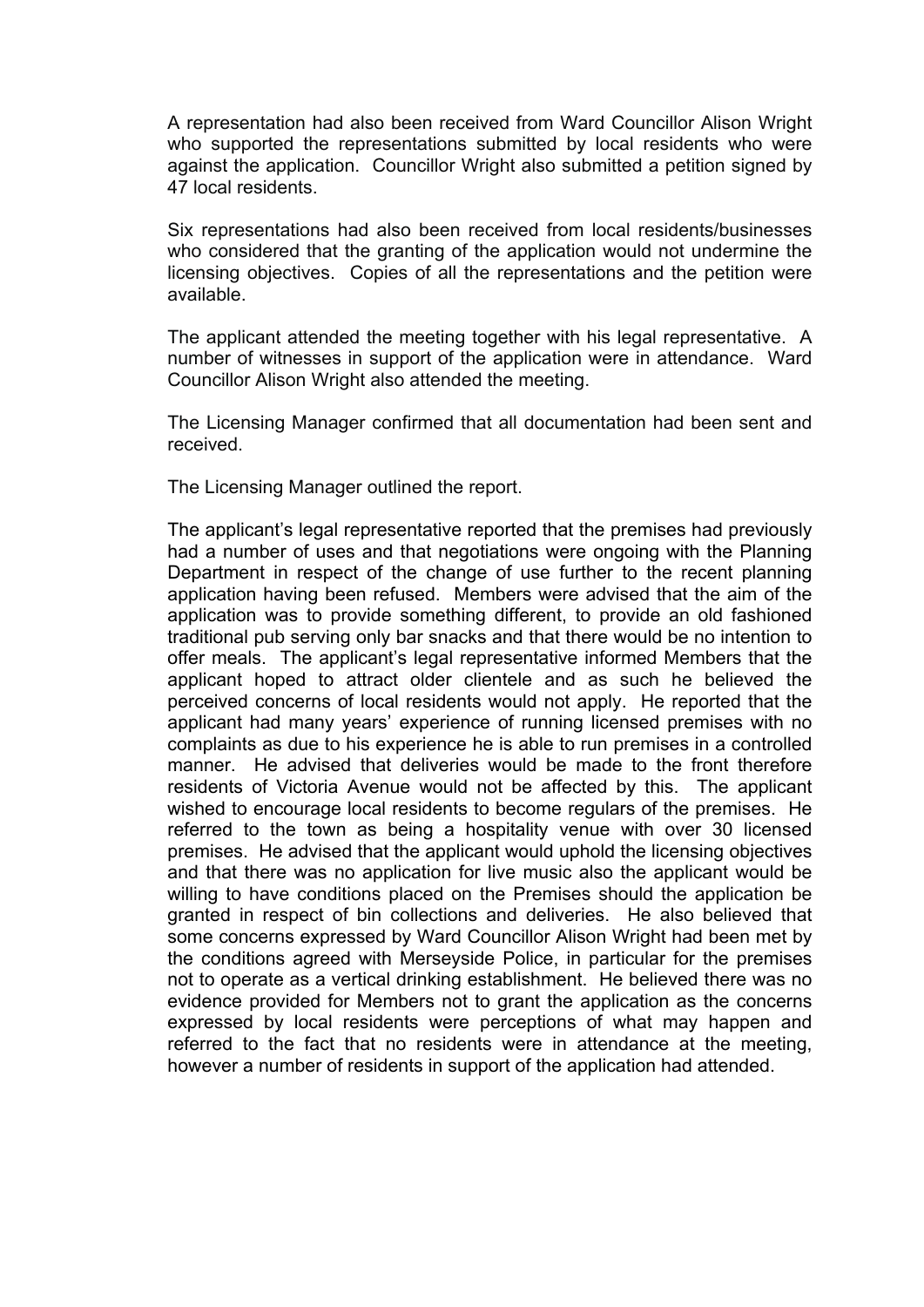A representation had also been received from Ward Councillor Alison Wright who supported the representations submitted by local residents who were against the application. Councillor Wright also submitted a petition signed by 47 local residents.

Six representations had also been received from local residents/businesses who considered that the granting of the application would not undermine the licensing objectives. Copies of all the representations and the petition were available.

The applicant attended the meeting together with his legal representative. A number of witnesses in support of the application were in attendance. Ward Councillor Alison Wright also attended the meeting.

The Licensing Manager confirmed that all documentation had been sent and received.

The Licensing Manager outlined the report.

The applicant's legal representative reported that the premises had previously had a number of uses and that negotiations were ongoing with the Planning Department in respect of the change of use further to the recent planning application having been refused. Members were advised that the aim of the application was to provide something different, to provide an old fashioned traditional pub serving only bar snacks and that there would be no intention to offer meals. The applicant's legal representative informed Members that the applicant hoped to attract older clientele and as such he believed the perceived concerns of local residents would not apply. He reported that the applicant had many years' experience of running licensed premises with no complaints as due to his experience he is able to run premises in a controlled manner. He advised that deliveries would be made to the front therefore residents of Victoria Avenue would not be affected by this. The applicant wished to encourage local residents to become regulars of the premises. He referred to the town as being a hospitality venue with over 30 licensed premises. He advised that the applicant would uphold the licensing objectives and that there was no application for live music also the applicant would be willing to have conditions placed on the Premises should the application be granted in respect of bin collections and deliveries. He also believed that some concerns expressed by Ward Councillor Alison Wright had been met by the conditions agreed with Merseyside Police, in particular for the premises not to operate as a vertical drinking establishment. He believed there was no evidence provided for Members not to grant the application as the concerns expressed by local residents were perceptions of what may happen and referred to the fact that no residents were in attendance at the meeting, however a number of residents in support of the application had attended.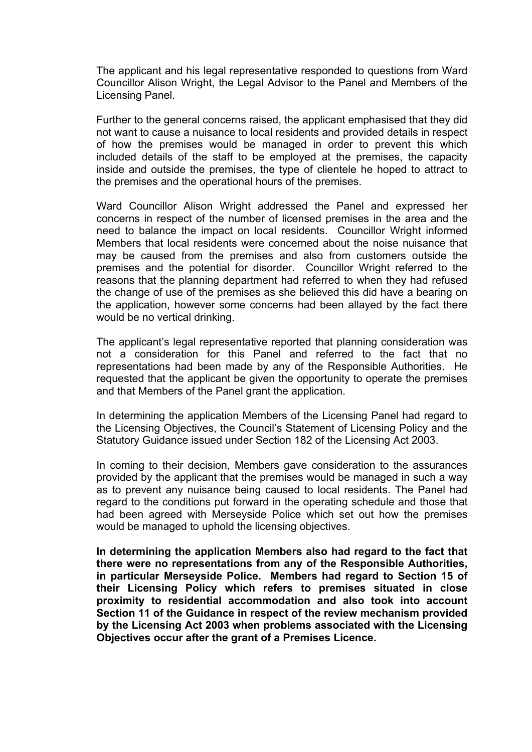The applicant and his legal representative responded to questions from Ward Councillor Alison Wright, the Legal Advisor to the Panel and Members of the Licensing Panel.

Further to the general concerns raised, the applicant emphasised that they did not want to cause a nuisance to local residents and provided details in respect of how the premises would be managed in order to prevent this which included details of the staff to be employed at the premises, the capacity inside and outside the premises, the type of clientele he hoped to attract to the premises and the operational hours of the premises.

Ward Councillor Alison Wright addressed the Panel and expressed her concerns in respect of the number of licensed premises in the area and the need to balance the impact on local residents. Councillor Wright informed Members that local residents were concerned about the noise nuisance that may be caused from the premises and also from customers outside the premises and the potential for disorder. Councillor Wright referred to the reasons that the planning department had referred to when they had refused the change of use of the premises as she believed this did have a bearing on the application, however some concerns had been allayed by the fact there would be no vertical drinking.

The applicant's legal representative reported that planning consideration was not a consideration for this Panel and referred to the fact that no representations had been made by any of the Responsible Authorities. He requested that the applicant be given the opportunity to operate the premises and that Members of the Panel grant the application.

In determining the application Members of the Licensing Panel had regard to the Licensing Objectives, the Council's Statement of Licensing Policy and the Statutory Guidance issued under Section 182 of the Licensing Act 2003.

In coming to their decision, Members gave consideration to the assurances provided by the applicant that the premises would be managed in such a way as to prevent any nuisance being caused to local residents. The Panel had regard to the conditions put forward in the operating schedule and those that had been agreed with Merseyside Police which set out how the premises would be managed to uphold the licensing objectives.

**In determining the application Members also had regard to the fact that there were no representations from any of the Responsible Authorities, in particular Merseyside Police. Members had regard to Section 15 of their Licensing Policy which refers to premises situated in close proximity to residential accommodation and also took into account Section 11 of the Guidance in respect of the review mechanism provided by the Licensing Act 2003 when problems associated with the Licensing Objectives occur after the grant of a Premises Licence.**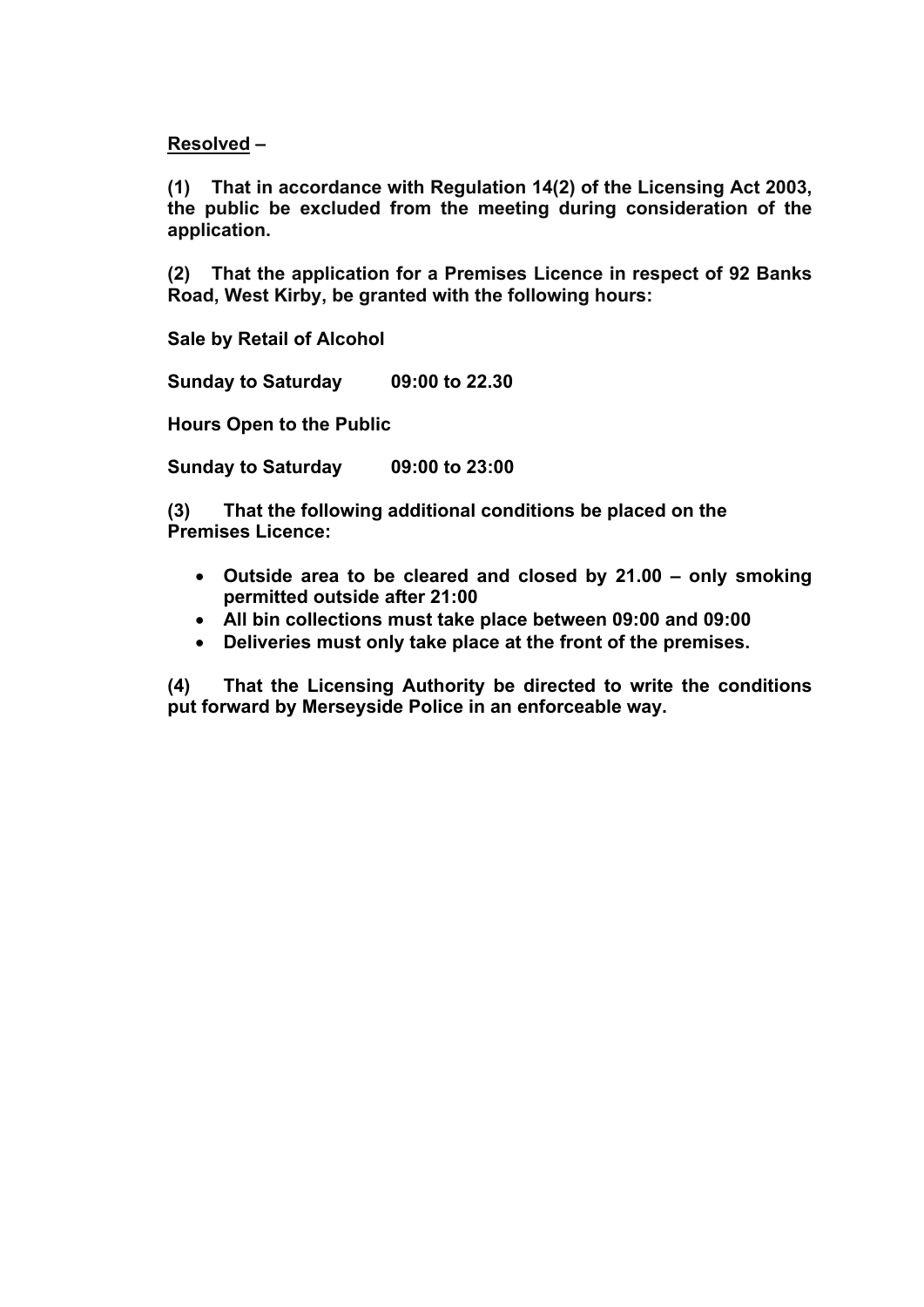**<u>Resolved</u> –**

**(1) That in accordance with Regulation 14(2) of the Licensing Act 2003, the public be excluded from the meeting during consideration of the application.**

**(2) That the application for a Premises Licence in respect of 92 Banks Road, West Kirby, be granted with the following hours:**

**Sale by Retail of Alcohol**

**Sunday to Saturday 09:00 to 22.30**

**Hours Open to the Public**

**Sunday to Saturday 09:00 to 23:00**

**(3) That the following additional conditions be placed on the Premises Licence:**

- **Outside area to be cleared and closed by 21.00 – only smoking permitted outside after 21:00**
- **All bin collections must take place between 09:00 and 09:00**
- **Deliveries must only take place at the front of the premises.**

**(4) That the Licensing Authority be directed to write the conditions put forward by Merseyside Police in an enforceable way.**